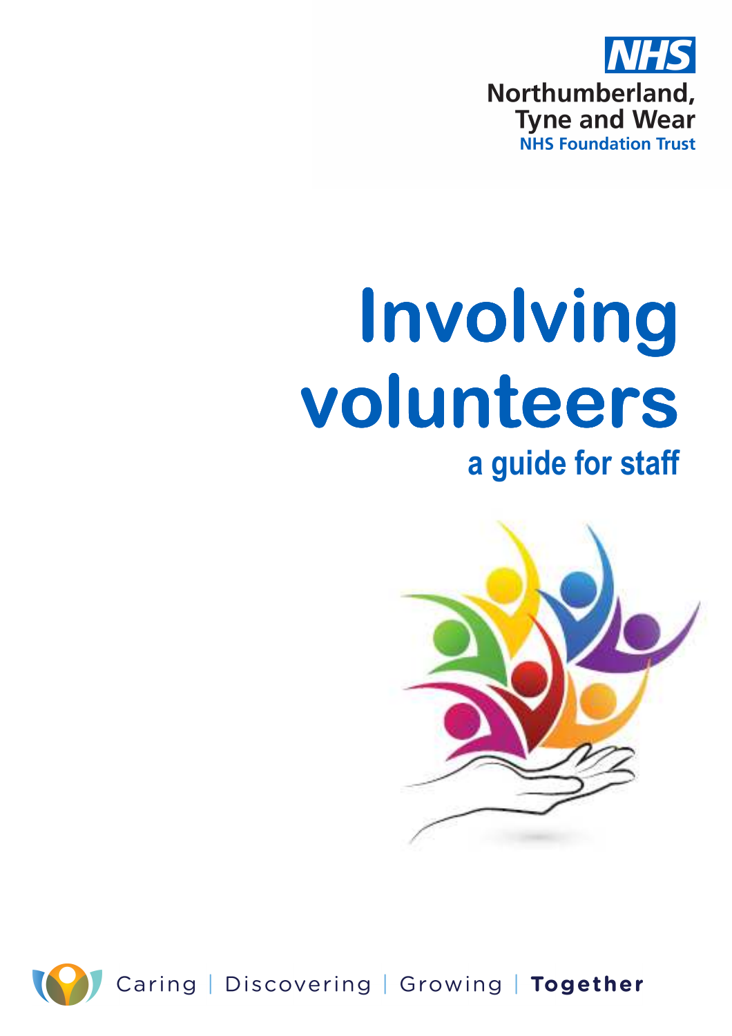NHS

Northumberland, Tyne and Wear

NHS Foundation Trust

# Involving volunteers

## a guide for staff

Caring | Discovering | Growing | **Together**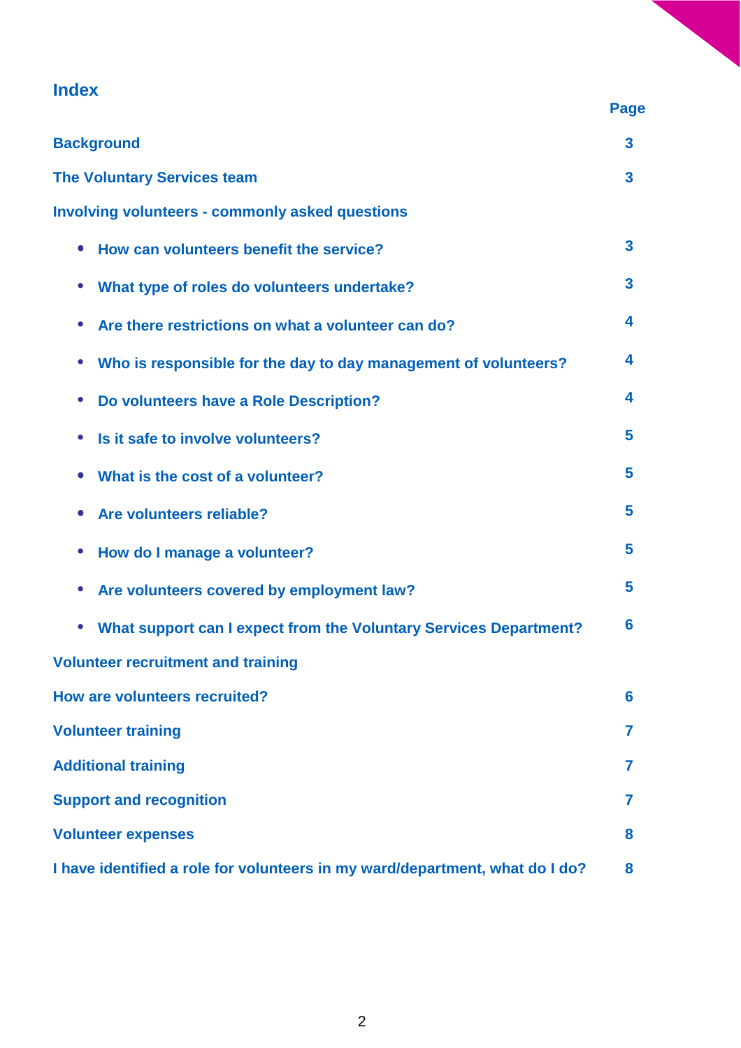## Index

| | Page |
|---|---|
| **Background** | **3** |
| **The Voluntary Services team** | **3** |
| **Involving volunteers - commonly asked questions** | |
| • **How can volunteers benefit the service?** | **3** |
| • **What type of roles do volunteers undertake?** | **3** |
| • **Are there restrictions on what a volunteer can do?** | **4** |
| • **Who is responsible for the day to day management of volunteers?** | **4** |
| • **Do volunteers have a Role Description?** | **4** |
| • **Is it safe to involve volunteers?** | **5** |
| • **What is the cost of a volunteer?** | **5** |
| • **Are volunteers reliable?** | **5** |
| • **How do I manage a volunteer?** | **5** |
| • **Are volunteers covered by employment law?** | **5** |
| • **What support can I expect from the Voluntary Services Department?** | **6** |
| **Volunteer recruitment and training** | |
| **How are volunteers recruited?** | **6** |
| **Volunteer training** | **7** |
| **Additional training** | **7** |
| **Support and recognition** | **7** |
| **Volunteer expenses** | **8** |
| **I have identified a role for volunteers in my ward/department, what do I do?** | **8** |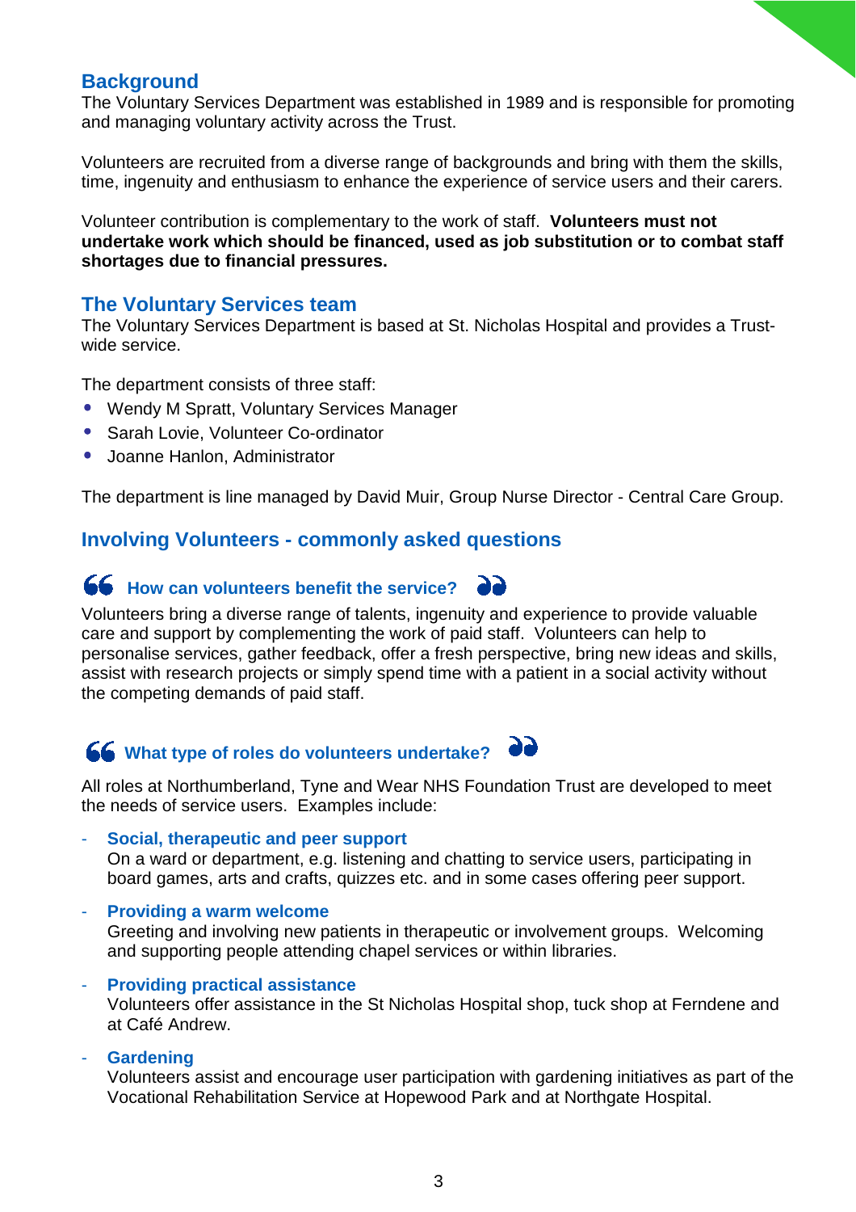## Background

The Voluntary Services Department was established in 1989 and is responsible for promoting and managing voluntary activity across the Trust.

Volunteers are recruited from a diverse range of backgrounds and bring with them the skills, time, ingenuity and enthusiasm to enhance the experience of service users and their carers.

Volunteer contribution is complementary to the work of staff. **Volunteers must not undertake work which should be financed, used as job substitution or to combat staff shortages due to financial pressures.**

## The Voluntary Services team

The Voluntary Services Department is based at St. Nicholas Hospital and provides a Trust-wide service.

The department consists of three staff:

- Wendy M Spratt, Voluntary Services Manager
- Sarah Lovie, Volunteer Co-ordinator
- Joanne Hanlon, Administrator

The department is line managed by David Muir, Group Nurse Director - Central Care Group.

## Involving Volunteers - commonly asked questions

### How can volunteers benefit the service?

Volunteers bring a diverse range of talents, ingenuity and experience to provide valuable care and support by complementing the work of paid staff. Volunteers can help to personalise services, gather feedback, offer a fresh perspective, bring new ideas and skills, assist with research projects or simply spend time with a patient in a social activity without the competing demands of paid staff.

### What type of roles do volunteers undertake?

All roles at Northumberland, Tyne and Wear NHS Foundation Trust are developed to meet the needs of service users. Examples include:

- **Social, therapeutic and peer support**
  On a ward or department, e.g. listening and chatting to service users, participating in board games, arts and crafts, quizzes etc. and in some cases offering peer support.

- **Providing a warm welcome**
  Greeting and involving new patients in therapeutic or involvement groups. Welcoming and supporting people attending chapel services or within libraries.

- **Providing practical assistance**
  Volunteers offer assistance in the St Nicholas Hospital shop, tuck shop at Ferndene and at Café Andrew.

- **Gardening**
  Volunteers assist and encourage user participation with gardening initiatives as part of the Vocational Rehabilitation Service at Hopewood Park and at Northgate Hospital.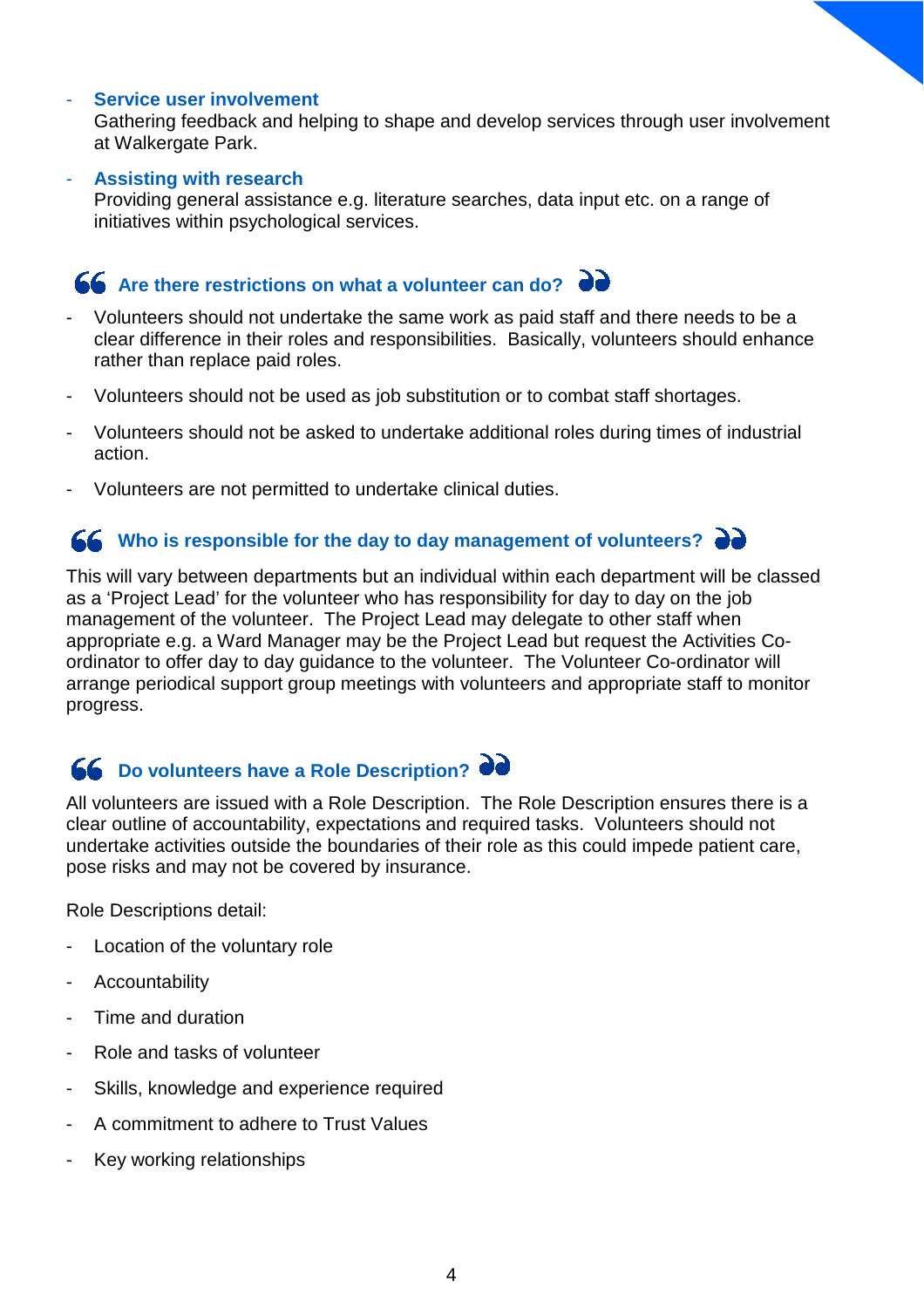- **Service user involvement**
  Gathering feedback and helping to shape and develop services through user involvement at Walkergate Park.

- **Assisting with research**
  Providing general assistance e.g. literature searches, data input etc. on a range of initiatives within psychological services.

## Are there restrictions on what a volunteer can do?

- Volunteers should not undertake the same work as paid staff and there needs to be a clear difference in their roles and responsibilities. Basically, volunteers should enhance rather than replace paid roles.
- Volunteers should not be used as job substitution or to combat staff shortages.
- Volunteers should not be asked to undertake additional roles during times of industrial action.
- Volunteers are not permitted to undertake clinical duties.

## Who is responsible for the day to day management of volunteers?

This will vary between departments but an individual within each department will be classed as a 'Project Lead' for the volunteer who has responsibility for day to day on the job management of the volunteer. The Project Lead may delegate to other staff when appropriate e.g. a Ward Manager may be the Project Lead but request the Activities Co-ordinator to offer day to day guidance to the volunteer. The Volunteer Co-ordinator will arrange periodical support group meetings with volunteers and appropriate staff to monitor progress.

## Do volunteers have a Role Description?

All volunteers are issued with a Role Description. The Role Description ensures there is a clear outline of accountability, expectations and required tasks. Volunteers should not undertake activities outside the boundaries of their role as this could impede patient care, pose risks and may not be covered by insurance.

Role Descriptions detail:

- Location of the voluntary role
- Accountability
- Time and duration
- Role and tasks of volunteer
- Skills, knowledge and experience required
- A commitment to adhere to Trust Values
- Key working relationships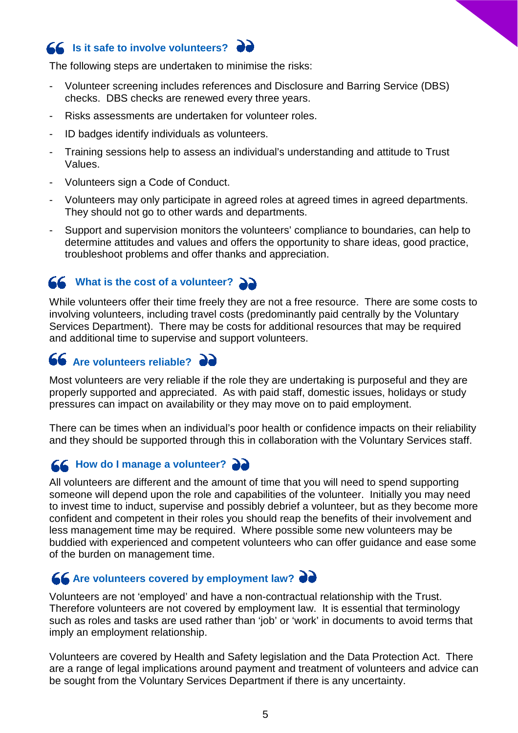## Is it safe to involve volunteers?

The following steps are undertaken to minimise the risks:

- Volunteer screening includes references and Disclosure and Barring Service (DBS) checks. DBS checks are renewed every three years.
- Risks assessments are undertaken for volunteer roles.
- ID badges identify individuals as volunteers.
- Training sessions help to assess an individual's understanding and attitude to Trust Values.
- Volunteers sign a Code of Conduct.
- Volunteers may only participate in agreed roles at agreed times in agreed departments. They should not go to other wards and departments.
- Support and supervision monitors the volunteers' compliance to boundaries, can help to determine attitudes and values and offers the opportunity to share ideas, good practice, troubleshoot problems and offer thanks and appreciation.

## What is the cost of a volunteer?

While volunteers offer their time freely they are not a free resource. There are some costs to involving volunteers, including travel costs (predominantly paid centrally by the Voluntary Services Department). There may be costs for additional resources that may be required and additional time to supervise and support volunteers.

## Are volunteers reliable?

Most volunteers are very reliable if the role they are undertaking is purposeful and they are properly supported and appreciated. As with paid staff, domestic issues, holidays or study pressures can impact on availability or they may move on to paid employment.

There can be times when an individual's poor health or confidence impacts on their reliability and they should be supported through this in collaboration with the Voluntary Services staff.

## How do I manage a volunteer?

All volunteers are different and the amount of time that you will need to spend supporting someone will depend upon the role and capabilities of the volunteer. Initially you may need to invest time to induct, supervise and possibly debrief a volunteer, but as they become more confident and competent in their roles you should reap the benefits of their involvement and less management time may be required. Where possible some new volunteers may be buddied with experienced and competent volunteers who can offer guidance and ease some of the burden on management time.

## Are volunteers covered by employment law?

Volunteers are not 'employed' and have a non-contractual relationship with the Trust. Therefore volunteers are not covered by employment law. It is essential that terminology such as roles and tasks are used rather than 'job' or 'work' in documents to avoid terms that imply an employment relationship.

Volunteers are covered by Health and Safety legislation and the Data Protection Act. There are a range of legal implications around payment and treatment of volunteers and advice can be sought from the Voluntary Services Department if there is any uncertainty.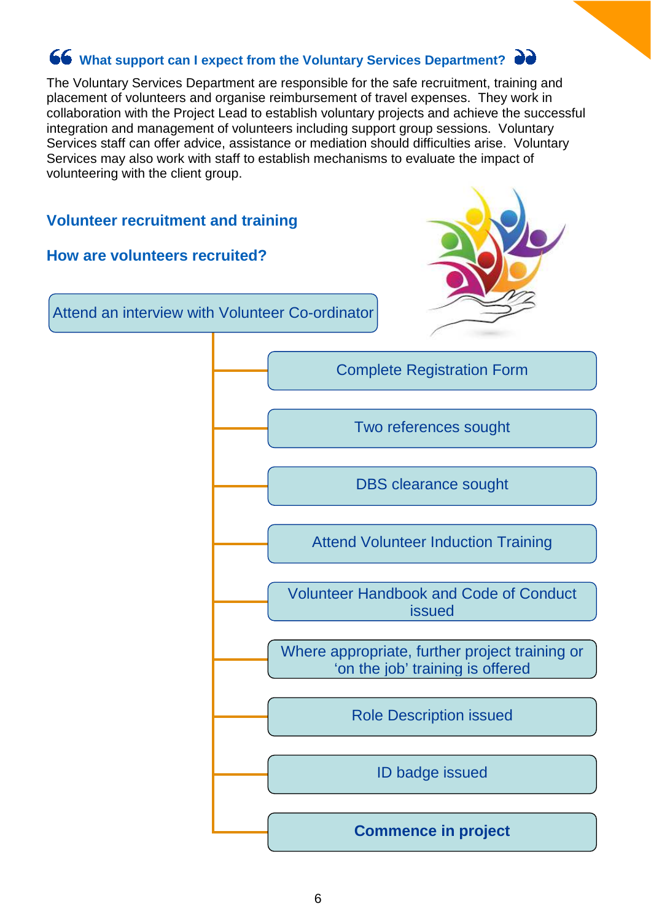### “What support can I expect from the Voluntary Services Department?”

The Voluntary Services Department are responsible for the safe recruitment, training and placement of volunteers and organise reimbursement of travel expenses. They work in collaboration with the Project Lead to establish voluntary projects and achieve the successful integration and management of volunteers including support group sessions. Voluntary Services staff can offer advice, assistance or mediation should difficulties arise. Voluntary Services may also work with staff to establish mechanisms to evaluate the impact of volunteering with the client group.

## Volunteer recruitment and training

### How are volunteers recruited?

- Attend an interview with Volunteer Co-ordinator
  - Complete Registration Form
  - Two references sought
  - DBS clearance sought
  - Attend Volunteer Induction Training
  - Volunteer Handbook and Code of Conduct issued
  - Where appropriate, further project training or ‘on the job’ training is offered
  - Role Description issued
  - ID badge issued
  - **Commence in project**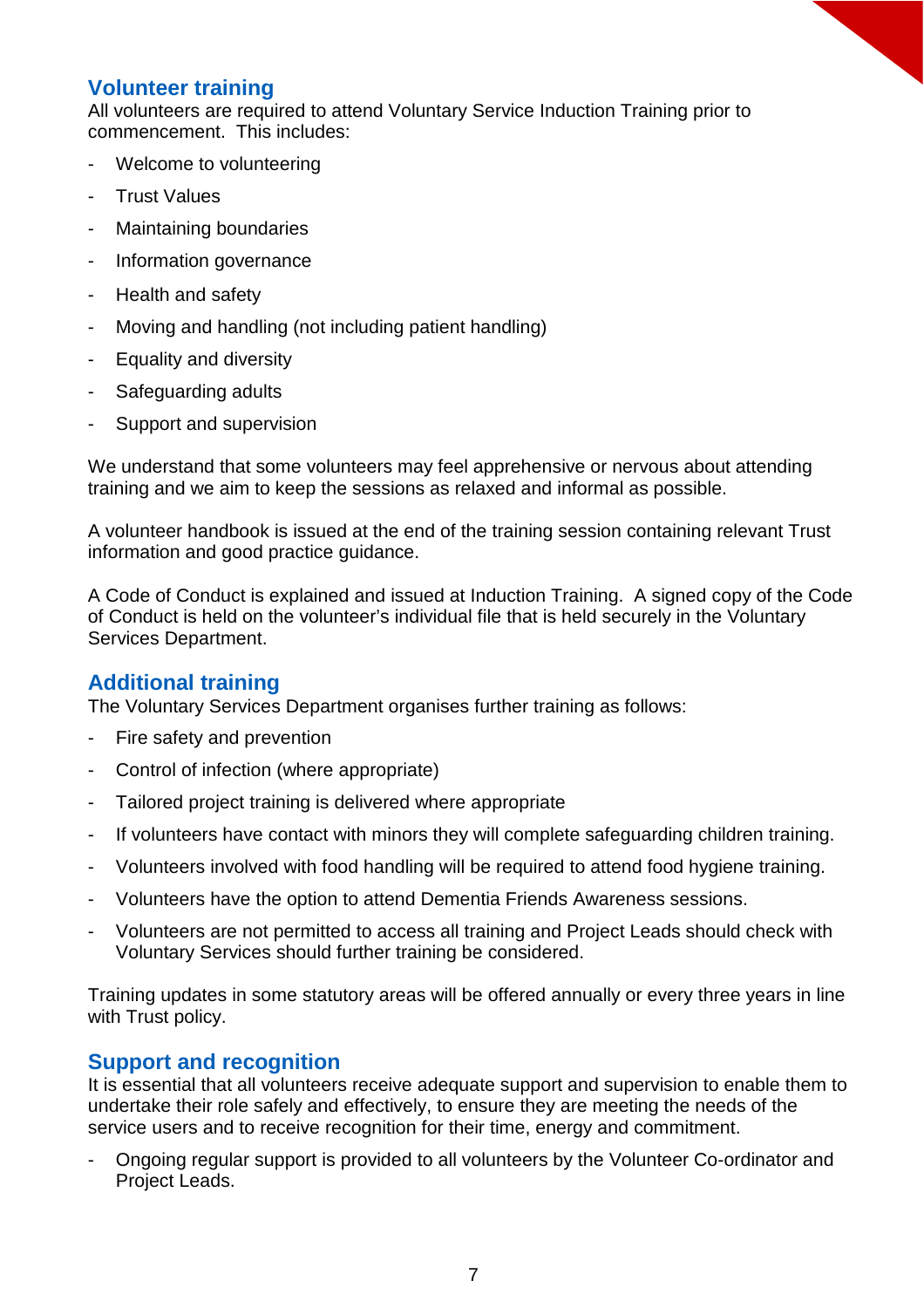## Volunteer training

All volunteers are required to attend Voluntary Service Induction Training prior to commencement. This includes:

- Welcome to volunteering
- Trust Values
- Maintaining boundaries
- Information governance
- Health and safety
- Moving and handling (not including patient handling)
- Equality and diversity
- Safeguarding adults
- Support and supervision

We understand that some volunteers may feel apprehensive or nervous about attending training and we aim to keep the sessions as relaxed and informal as possible.

A volunteer handbook is issued at the end of the training session containing relevant Trust information and good practice guidance.

A Code of Conduct is explained and issued at Induction Training. A signed copy of the Code of Conduct is held on the volunteer's individual file that is held securely in the Voluntary Services Department.

## Additional training

The Voluntary Services Department organises further training as follows:

- Fire safety and prevention
- Control of infection (where appropriate)
- Tailored project training is delivered where appropriate
- If volunteers have contact with minors they will complete safeguarding children training.
- Volunteers involved with food handling will be required to attend food hygiene training.
- Volunteers have the option to attend Dementia Friends Awareness sessions.
- Volunteers are not permitted to access all training and Project Leads should check with Voluntary Services should further training be considered.

Training updates in some statutory areas will be offered annually or every three years in line with Trust policy.

## Support and recognition

It is essential that all volunteers receive adequate support and supervision to enable them to undertake their role safely and effectively, to ensure they are meeting the needs of the service users and to receive recognition for their time, energy and commitment.

- Ongoing regular support is provided to all volunteers by the Volunteer Co-ordinator and Project Leads.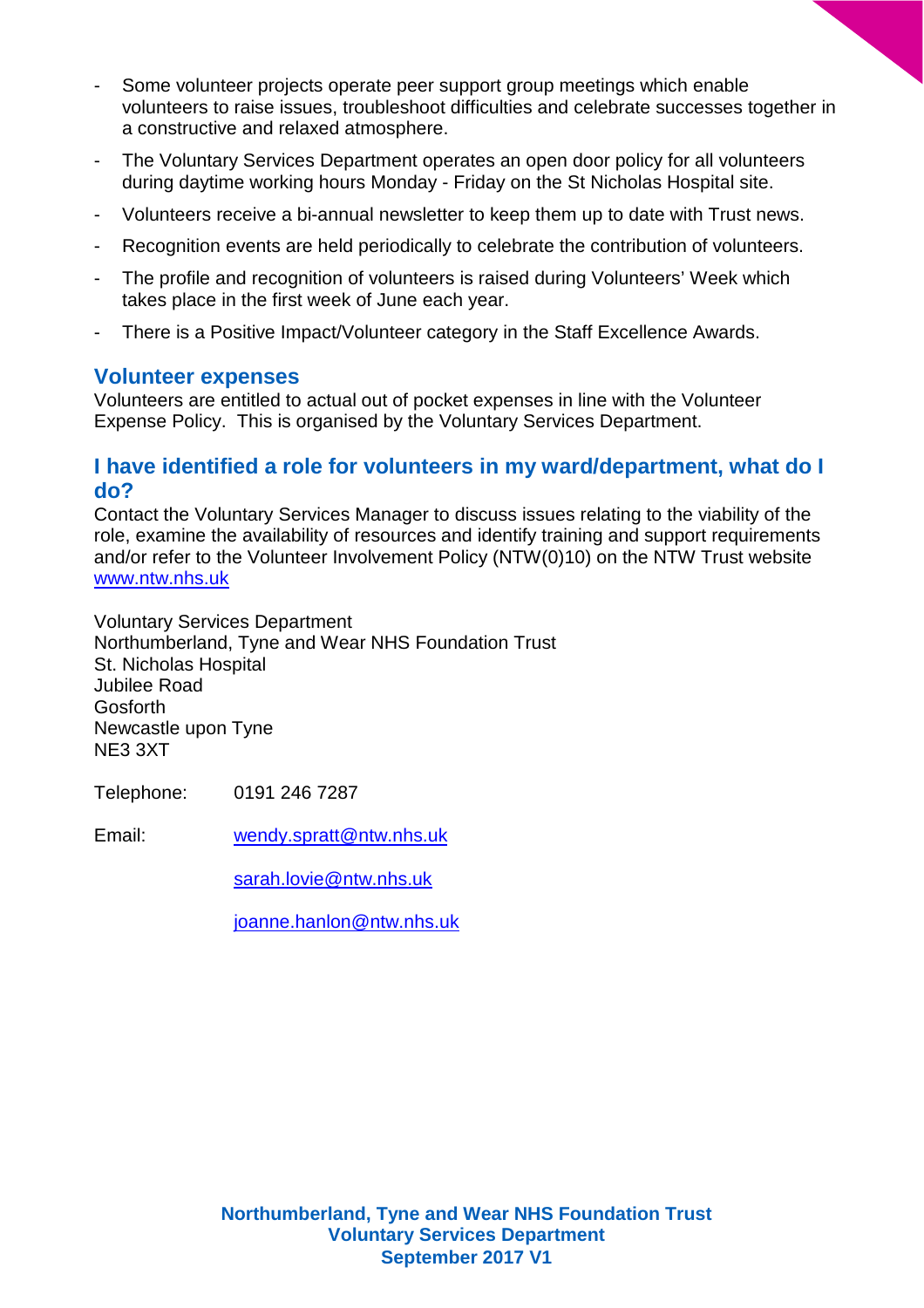- Some volunteer projects operate peer support group meetings which enable volunteers to raise issues, troubleshoot difficulties and celebrate successes together in a constructive and relaxed atmosphere.
- The Voluntary Services Department operates an open door policy for all volunteers during daytime working hours Monday - Friday on the St Nicholas Hospital site.
- Volunteers receive a bi-annual newsletter to keep them up to date with Trust news.
- Recognition events are held periodically to celebrate the contribution of volunteers.
- The profile and recognition of volunteers is raised during Volunteers' Week which takes place in the first week of June each year.
- There is a Positive Impact/Volunteer category in the Staff Excellence Awards.

## Volunteer expenses

Volunteers are entitled to actual out of pocket expenses in line with the Volunteer Expense Policy. This is organised by the Voluntary Services Department.

## I have identified a role for volunteers in my ward/department, what do I do?

Contact the Voluntary Services Manager to discuss issues relating to the viability of the role, examine the availability of resources and identify training and support requirements and/or refer to the Volunteer Involvement Policy (NTW(0)10) on the NTW Trust website www.ntw.nhs.uk

Voluntary Services Department
Northumberland, Tyne and Wear NHS Foundation Trust
St. Nicholas Hospital
Jubilee Road
Gosforth
Newcastle upon Tyne
NE3 3XT

Telephone: 0191 246 7287

Email: wendy.spratt@ntw.nhs.uk

sarah.lovie@ntw.nhs.uk

joanne.hanlon@ntw.nhs.uk

**Northumberland, Tyne and Wear NHS Foundation Trust**
**Voluntary Services Department**
**September 2017 V1**